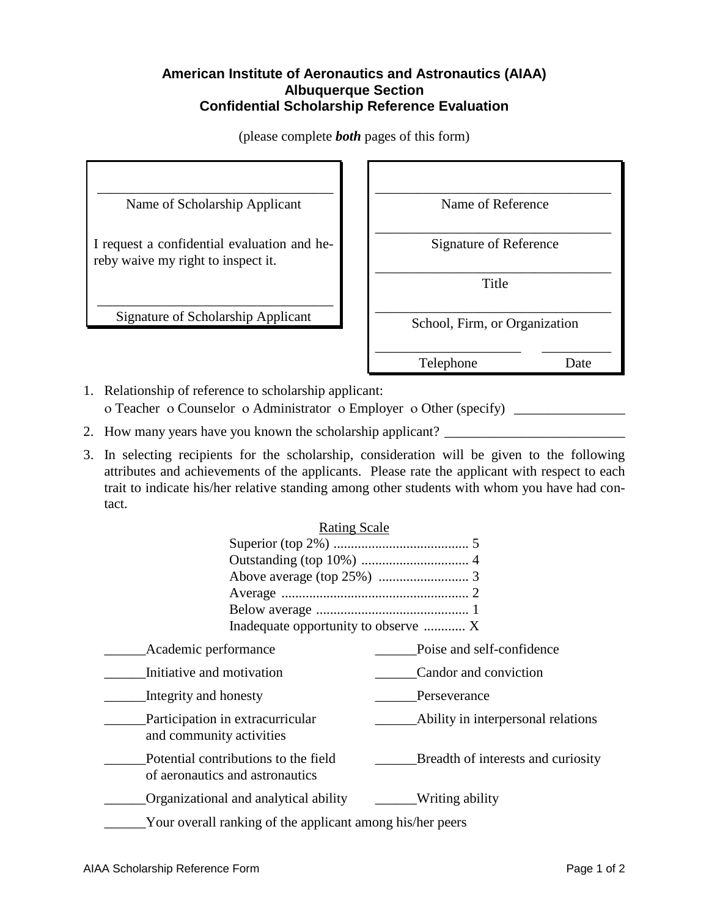# American Institute of Aeronautics and Astronautics (AIAA)
## Albuquerque Section
## Confidential Scholarship Reference Evaluation

(please complete ***both*** pages of this form)

_________________________________
Name of Scholarship Applicant

I request a confidential evaluation and hereby waive my right to inspect it.

_________________________________
Signature of Scholarship Applicant

_________________________________
Name of Reference

_________________________________
Signature of Reference

_________________________________
Title

_________________________________
School, Firm, or Organization

_____________________ __________
Telephone Date

1. Relationship of reference to scholarship applicant:
   o Teacher o Counselor o Administrator o Employer o Other (specify) ________________
2. How many years have you known the scholarship applicant? __________________________
3. In selecting recipients for the scholarship, consideration will be given to the following attributes and achievements of the applicants. Please rate the applicant with respect to each trait to indicate his/her relative standing among other students with whom you have had contact.

Rating Scale

Superior (top 2%) ....................................... 5
Outstanding (top 10%) ............................... 4
Above average (top 25%) .......................... 3
Average ...................................................... 2
Below average ............................................ 1
Inadequate opportunity to observe ............ X

______Academic performance

______Initiative and motivation

______Integrity and honesty

______Participation in extracurricular and community activities

______Potential contributions to the field of aeronautics and astronautics

______Organizational and analytical ability

______Poise and self-confidence

______Candor and conviction

______Perseverance

______Ability in interpersonal relations

______Breadth of interests and curiosity

______Writing ability

______Your overall ranking of the applicant among his/her peers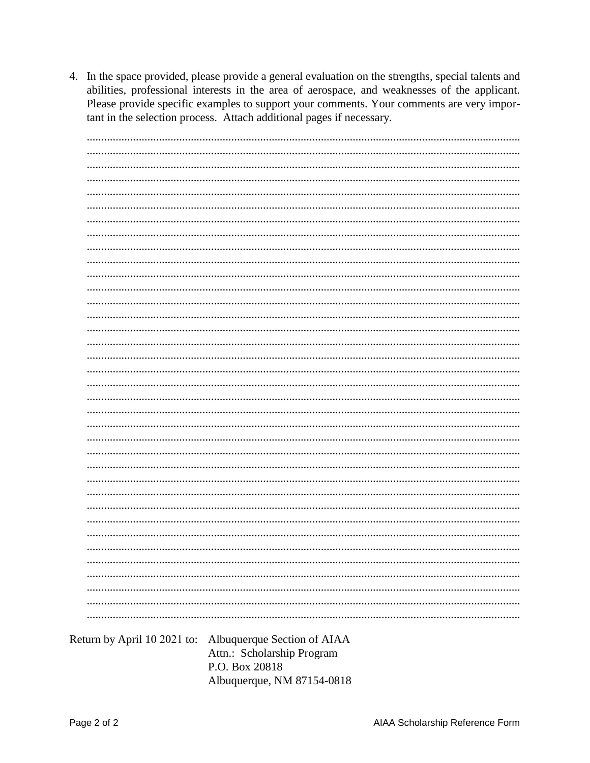4. In the space provided, please provide a general evaluation on the strengths, special talents and abilities, professional interests in the area of aerospace, and weaknesses of the applicant. Please provide specific examples to support your comments. Your comments are very important in the selection process. Attach additional pages if necessary.

Return by April 10 2021 to: Albuquerque Section of AIAA
Attn.: Scholarship Program
P.O. Box 20818
Albuquerque, NM 87154-0818